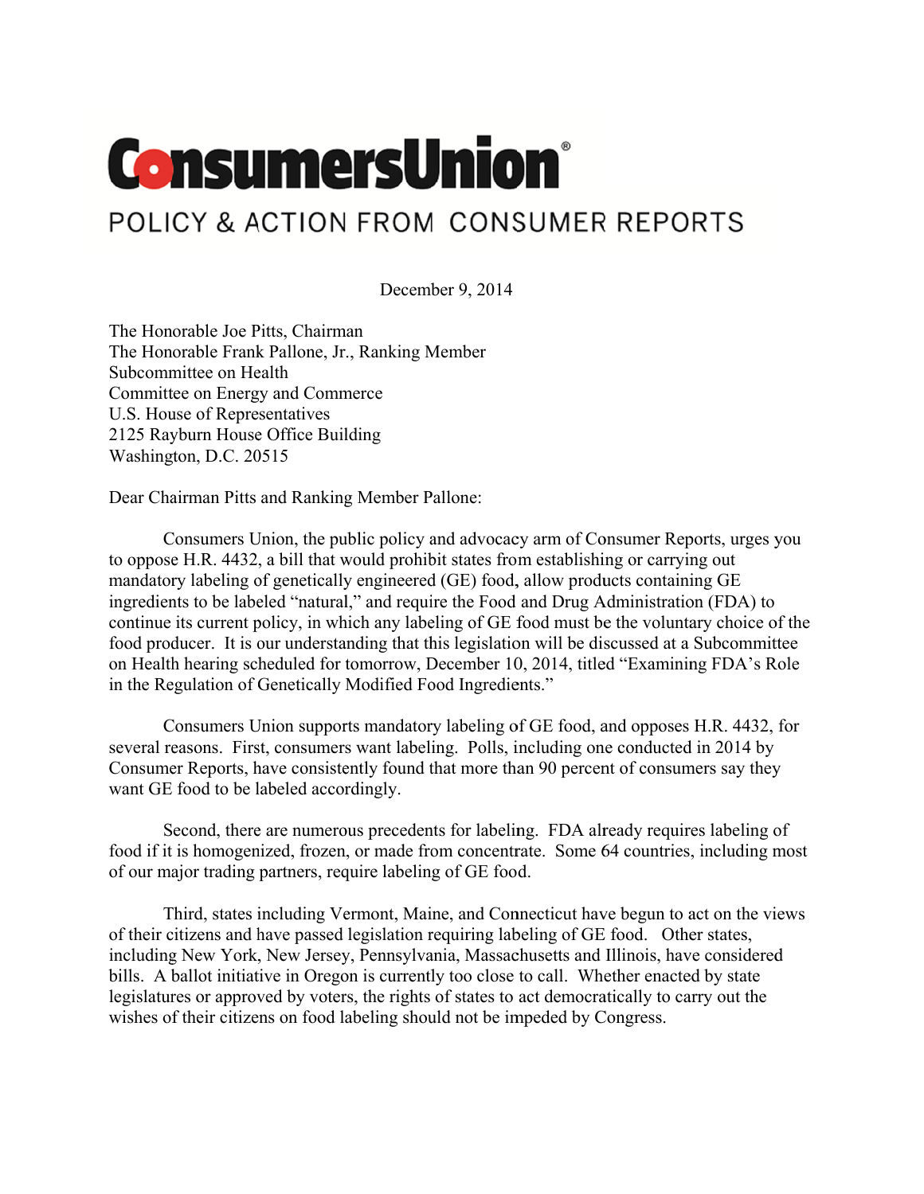# ConsumersUnion®

## POLICY & ACTION FROM CONSUMER REPORTS

December 9, 2014

The Honorable Joe Pitts, Chairman
The Honorable Frank Pallone, Jr., Ranking Member
Subcommittee on Health
Committee on Energy and Commerce
U.S. House of Representatives
2125 Rayburn House Office Building
Washington, D.C. 20515

Dear Chairman Pitts and Ranking Member Pallone:

Consumers Union, the public policy and advocacy arm of Consumer Reports, urges you to oppose H.R. 4432, a bill that would prohibit states from establishing or carrying out mandatory labeling of genetically engineered (GE) food, allow products containing GE ingredients to be labeled "natural," and require the Food and Drug Administration (FDA) to continue its current policy, in which any labeling of GE food must be the voluntary choice of the food producer. It is our understanding that this legislation will be discussed at a Subcommittee on Health hearing scheduled for tomorrow, December 10, 2014, titled "Examining FDA's Role in the Regulation of Genetically Modified Food Ingredients."

Consumers Union supports mandatory labeling of GE food, and opposes H.R. 4432, for several reasons. First, consumers want labeling. Polls, including one conducted in 2014 by Consumer Reports, have consistently found that more than 90 percent of consumers say they want GE food to be labeled accordingly.

Second, there are numerous precedents for labeling. FDA already requires labeling of food if it is homogenized, frozen, or made from concentrate. Some 64 countries, including most of our major trading partners, require labeling of GE food.

Third, states including Vermont, Maine, and Connecticut have begun to act on the views of their citizens and have passed legislation requiring labeling of GE food. Other states, including New York, New Jersey, Pennsylvania, Massachusetts and Illinois, have considered bills. A ballot initiative in Oregon is currently too close to call. Whether enacted by state legislatures or approved by voters, the rights of states to act democratically to carry out the wishes of their citizens on food labeling should not be impeded by Congress.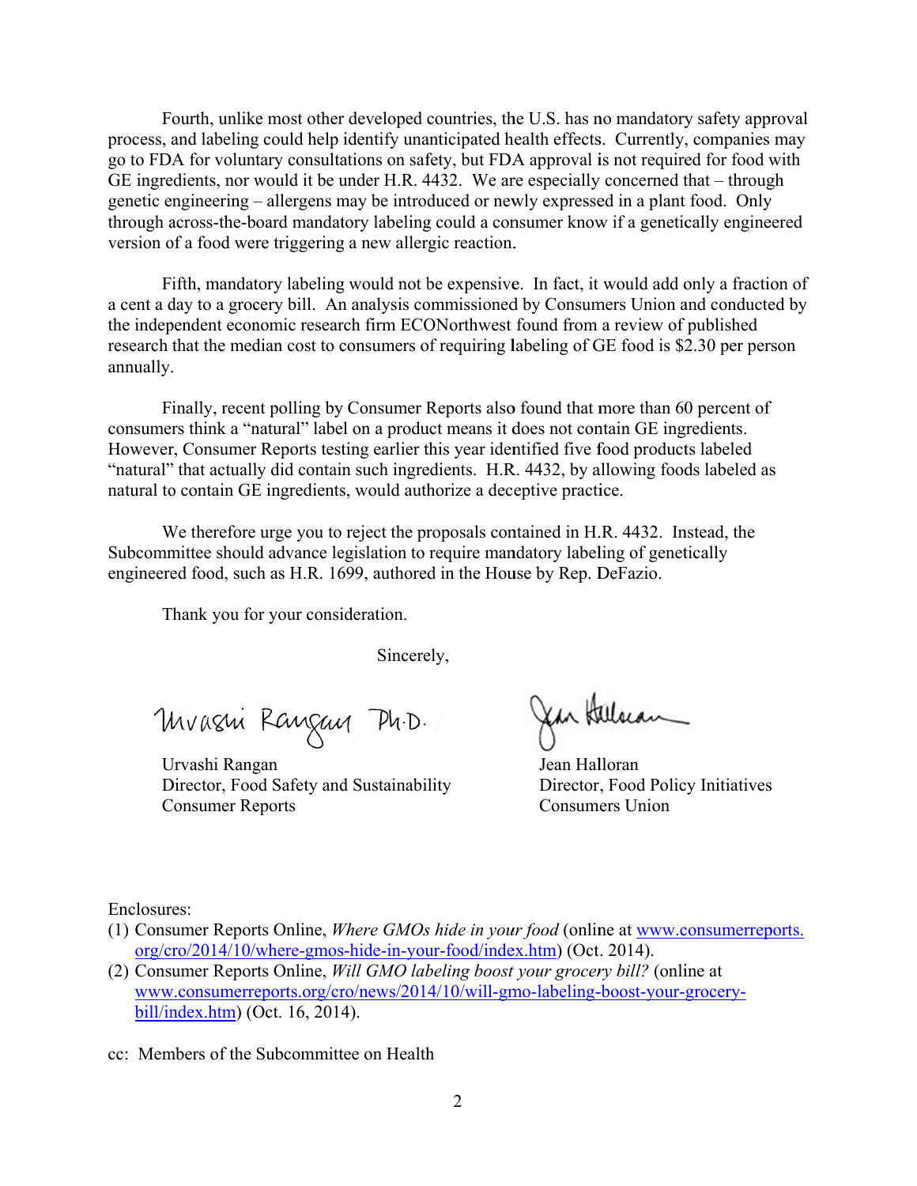Fourth, unlike most other developed countries, the U.S. has no mandatory safety approval process, and labeling could help identify unanticipated health effects. Currently, companies may go to FDA for voluntary consultations on safety, but FDA approval is not required for food with GE ingredients, nor would it be under H.R. 4432. We are especially concerned that – through genetic engineering – allergens may be introduced or newly expressed in a plant food. Only through across-the-board mandatory labeling could a consumer know if a genetically engineered version of a food were triggering a new allergic reaction.

Fifth, mandatory labeling would not be expensive. In fact, it would add only a fraction of a cent a day to a grocery bill. An analysis commissioned by Consumers Union and conducted by the independent economic research firm ECONorthwest found from a review of published research that the median cost to consumers of requiring labeling of GE food is $2.30 per person annually.

Finally, recent polling by Consumer Reports also found that more than 60 percent of consumers think a "natural" label on a product means it does not contain GE ingredients. However, Consumer Reports testing earlier this year identified five food products labeled "natural" that actually did contain such ingredients. H.R. 4432, by allowing foods labeled as natural to contain GE ingredients, would authorize a deceptive practice.

We therefore urge you to reject the proposals contained in H.R. 4432. Instead, the Subcommittee should advance legislation to require mandatory labeling of genetically engineered food, such as H.R. 1699, authored in the House by Rep. DeFazio.

Thank you for your consideration.

Sincerely,

Urvashi Rangan Ph.D.

Urvashi Rangan
Director, Food Safety and Sustainability
Consumer Reports

Jean Halloran

Jean Halloran
Director, Food Policy Initiatives
Consumers Union

Enclosures:
(1) Consumer Reports Online, *Where GMOs hide in your food* (online at www.consumerreports.org/cro/2014/10/where-gmos-hide-in-your-food/index.htm) (Oct. 2014).
(2) Consumer Reports Online, *Will GMO labeling boost your grocery bill?* (online at www.consumerreports.org/cro/news/2014/10/will-gmo-labeling-boost-your-grocery-bill/index.htm) (Oct. 16, 2014).

cc: Members of the Subcommittee on Health